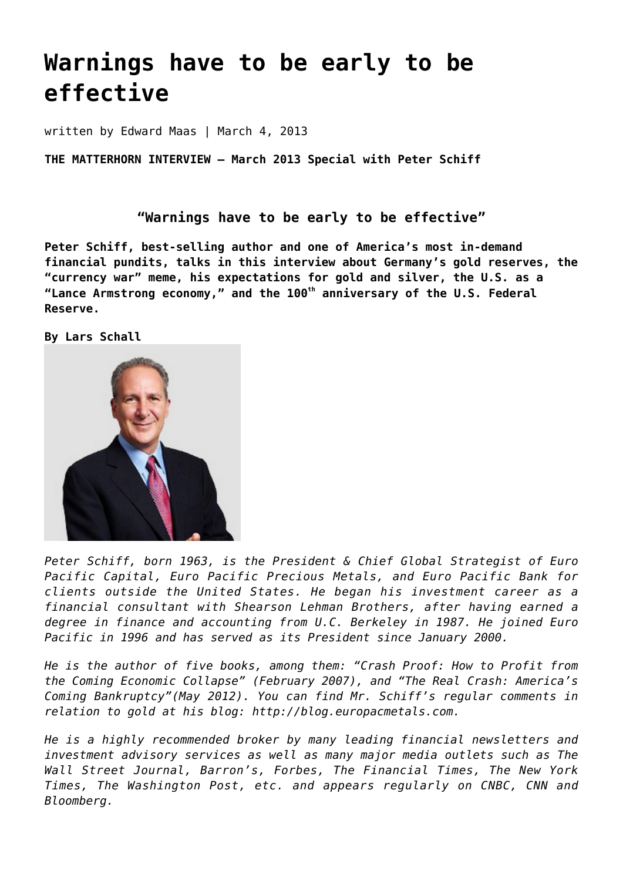# Warnings have to be early to be effective

written by Edward Maas | March 4, 2013

**THE MATTERHORN INTERVIEW – March 2013 Special with Peter Schiff**

### "Warnings have to be early to be effective"

**Peter Schiff, best-selling author and one of America's most in-demand financial pundits, talks in this interview about Germany's gold reserves, the "currency war" meme, his expectations for gold and silver, the U.S. as a "Lance Armstrong economy," and the 100th anniversary of the U.S. Federal Reserve.**

**By Lars Schall**

*Peter Schiff, born 1963, is the President & Chief Global Strategist of Euro Pacific Capital, Euro Pacific Precious Metals, and Euro Pacific Bank for clients outside the United States. He began his investment career as a financial consultant with Shearson Lehman Brothers, after having earned a degree in finance and accounting from U.C. Berkeley in 1987. He joined Euro Pacific in 1996 and has served as its President since January 2000.*

*He is the author of five books, among them: "Crash Proof: How to Profit from the Coming Economic Collapse" (February 2007), and "The Real Crash: America's Coming Bankruptcy"(May 2012). You can find Mr. Schiff's regular comments in relation to gold at his blog: http://blog.europacmetals.com.*

*He is a highly recommended broker by many leading financial newsletters and investment advisory services as well as many major media outlets such as The Wall Street Journal, Barron's, Forbes, The Financial Times, The New York Times, The Washington Post, etc. and appears regularly on CNBC, CNN and Bloomberg.*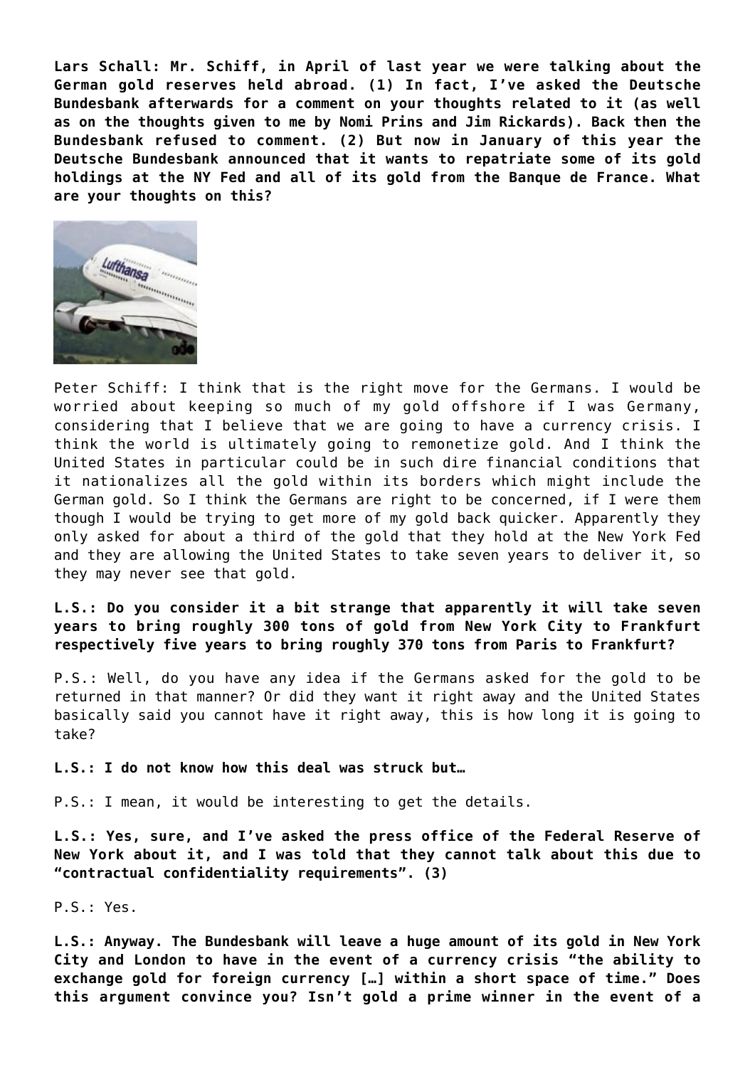**Lars Schall: Mr. Schiff, in April of last year we were talking about the German gold reserves held abroad. (1) In fact, I've asked the Deutsche Bundesbank afterwards for a comment on your thoughts related to it (as well as on the thoughts given to me by Nomi Prins and Jim Rickards). Back then the Bundesbank refused to comment. (2) But now in January of this year the Deutsche Bundesbank announced that it wants to repatriate some of its gold holdings at the NY Fed and all of its gold from the Banque de France. What are your thoughts on this?**

Peter Schiff: I think that is the right move for the Germans. I would be worried about keeping so much of my gold offshore if I was Germany, considering that I believe that we are going to have a currency crisis. I think the world is ultimately going to remonetize gold. And I think the United States in particular could be in such dire financial conditions that it nationalizes all the gold within its borders which might include the German gold. So I think the Germans are right to be concerned, if I were them though I would be trying to get more of my gold back quicker. Apparently they only asked for about a third of the gold that they hold at the New York Fed and they are allowing the United States to take seven years to deliver it, so they may never see that gold.

**L.S.: Do you consider it a bit strange that apparently it will take seven years to bring roughly 300 tons of gold from New York City to Frankfurt respectively five years to bring roughly 370 tons from Paris to Frankfurt?**

P.S.: Well, do you have any idea if the Germans asked for the gold to be returned in that manner? Or did they want it right away and the United States basically said you cannot have it right away, this is how long it is going to take?

**L.S.: I do not know how this deal was struck but…**

P.S.: I mean, it would be interesting to get the details.

**L.S.: Yes, sure, and I've asked the press office of the Federal Reserve of New York about it, and I was told that they cannot talk about this due to "contractual confidentiality requirements". (3)**

P.S.: Yes.

**L.S.: Anyway. The Bundesbank will leave a huge amount of its gold in New York City and London to have in the event of a currency crisis "the ability to exchange gold for foreign currency […] within a short space of time." Does this argument convince you? Isn't gold a prime winner in the event of a**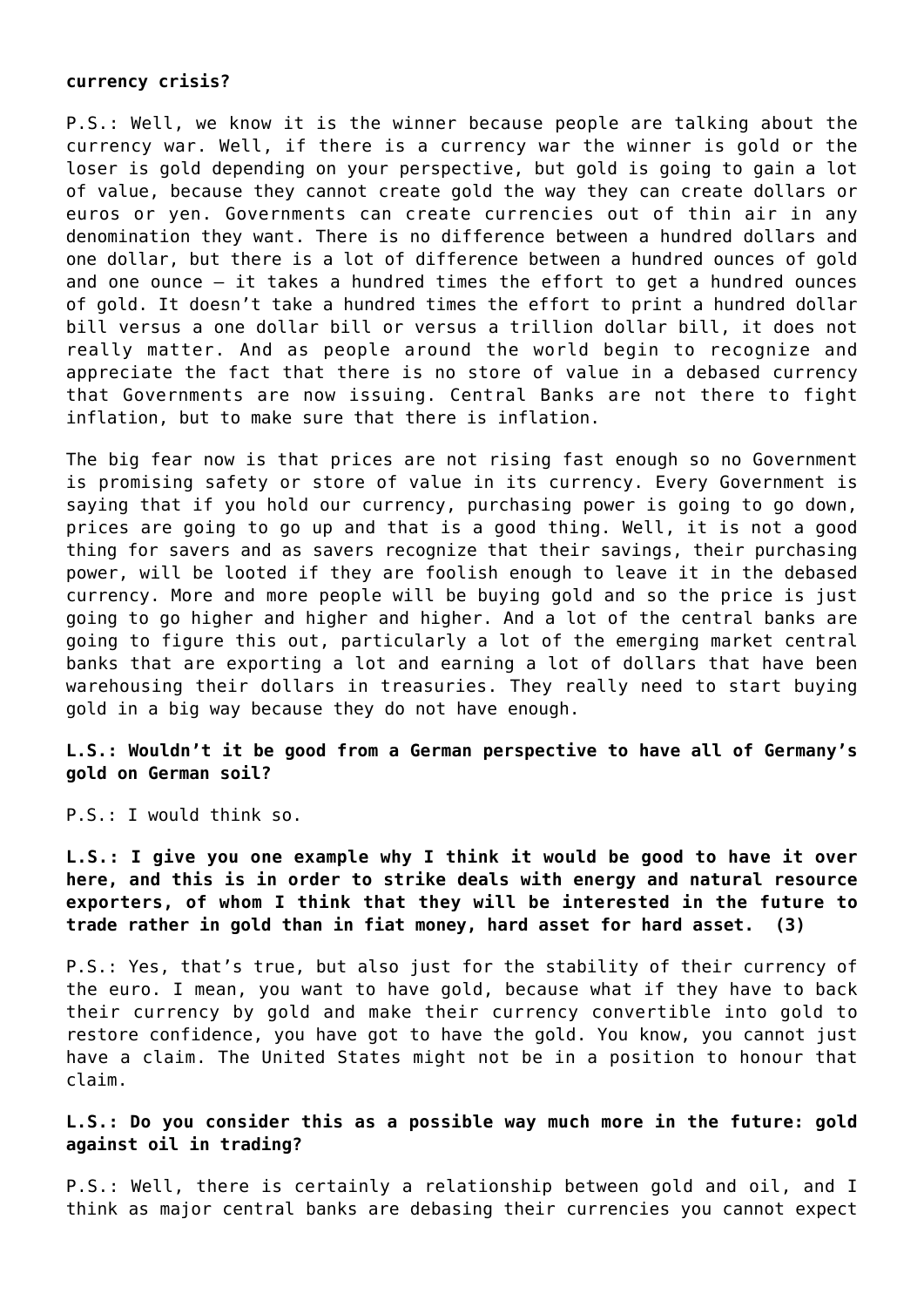**currency crisis?**

P.S.: Well, we know it is the winner because people are talking about the currency war. Well, if there is a currency war the winner is gold or the loser is gold depending on your perspective, but gold is going to gain a lot of value, because they cannot create gold the way they can create dollars or euros or yen. Governments can create currencies out of thin air in any denomination they want. There is no difference between a hundred dollars and one dollar, but there is a lot of difference between a hundred ounces of gold and one ounce – it takes a hundred times the effort to get a hundred ounces of gold. It doesn't take a hundred times the effort to print a hundred dollar bill versus a one dollar bill or versus a trillion dollar bill, it does not really matter. And as people around the world begin to recognize and appreciate the fact that there is no store of value in a debased currency that Governments are now issuing. Central Banks are not there to fight inflation, but to make sure that there is inflation.

The big fear now is that prices are not rising fast enough so no Government is promising safety or store of value in its currency. Every Government is saying that if you hold our currency, purchasing power is going to go down, prices are going to go up and that is a good thing. Well, it is not a good thing for savers and as savers recognize that their savings, their purchasing power, will be looted if they are foolish enough to leave it in the debased currency. More and more people will be buying gold and so the price is just going to go higher and higher and higher. And a lot of the central banks are going to figure this out, particularly a lot of the emerging market central banks that are exporting a lot and earning a lot of dollars that have been warehousing their dollars in treasuries. They really need to start buying gold in a big way because they do not have enough.

**L.S.: Wouldn't it be good from a German perspective to have all of Germany's gold on German soil?**

P.S.: I would think so.

**L.S.: I give you one example why I think it would be good to have it over here, and this is in order to strike deals with energy and natural resource exporters, of whom I think that they will be interested in the future to trade rather in gold than in fiat money, hard asset for hard asset. (3)**

P.S.: Yes, that's true, but also just for the stability of their currency of the euro. I mean, you want to have gold, because what if they have to back their currency by gold and make their currency convertible into gold to restore confidence, you have got to have the gold. You know, you cannot just have a claim. The United States might not be in a position to honour that claim.

**L.S.: Do you consider this as a possible way much more in the future: gold against oil in trading?**

P.S.: Well, there is certainly a relationship between gold and oil, and I think as major central banks are debasing their currencies you cannot expect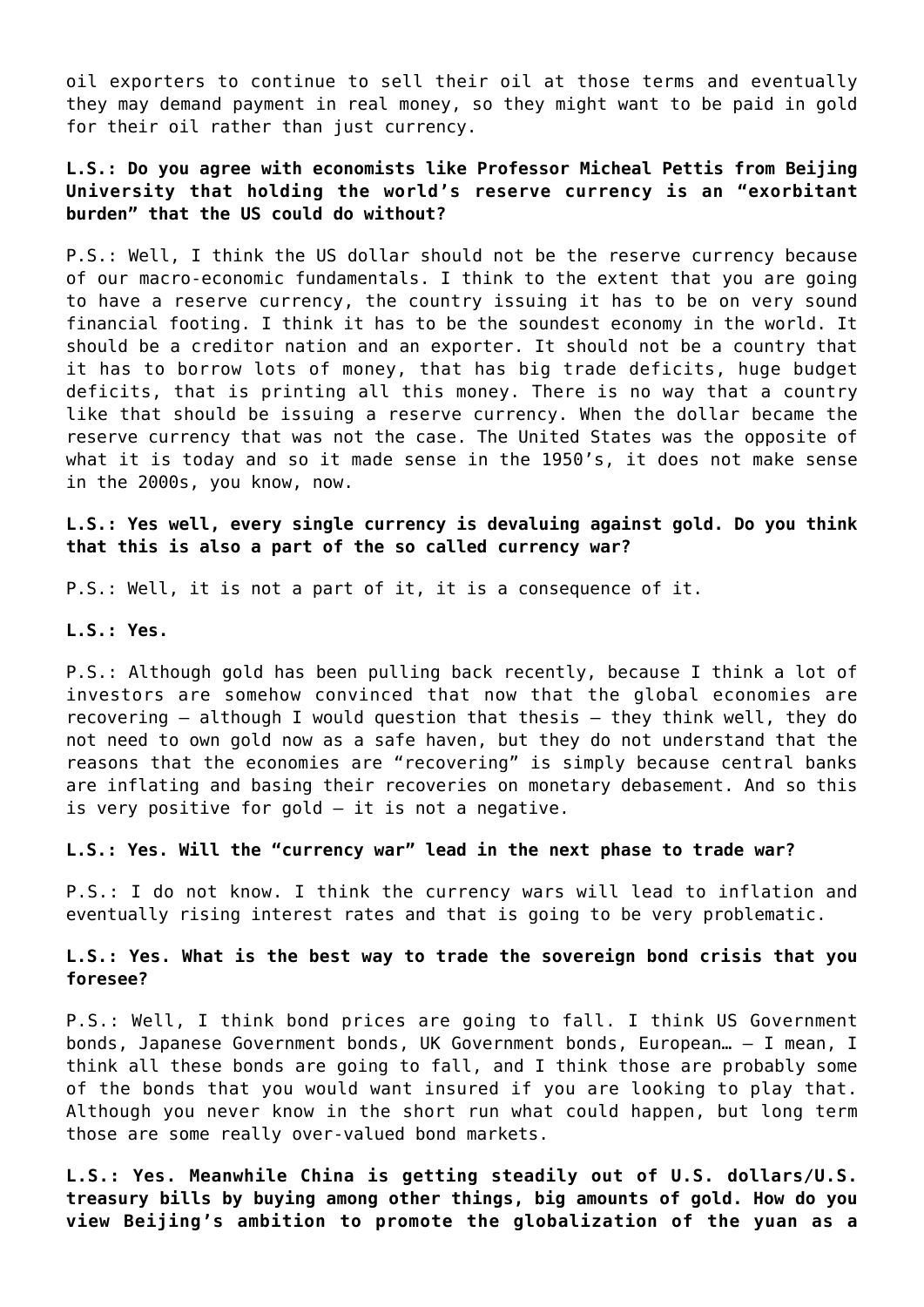oil exporters to continue to sell their oil at those terms and eventually they may demand payment in real money, so they might want to be paid in gold for their oil rather than just currency.

**L.S.: Do you agree with economists like Professor Micheal Pettis from Beijing University that holding the world's reserve currency is an "exorbitant burden" that the US could do without?**

P.S.: Well, I think the US dollar should not be the reserve currency because of our macro-economic fundamentals. I think to the extent that you are going to have a reserve currency, the country issuing it has to be on very sound financial footing. I think it has to be the soundest economy in the world. It should be a creditor nation and an exporter. It should not be a country that it has to borrow lots of money, that has big trade deficits, huge budget deficits, that is printing all this money. There is no way that a country like that should be issuing a reserve currency. When the dollar became the reserve currency that was not the case. The United States was the opposite of what it is today and so it made sense in the 1950's, it does not make sense in the 2000s, you know, now.

**L.S.: Yes well, every single currency is devaluing against gold. Do you think that this is also a part of the so called currency war?**

P.S.: Well, it is not a part of it, it is a consequence of it.

**L.S.: Yes.**

P.S.: Although gold has been pulling back recently, because I think a lot of investors are somehow convinced that now that the global economies are recovering – although I would question that thesis – they think well, they do not need to own gold now as a safe haven, but they do not understand that the reasons that the economies are "recovering" is simply because central banks are inflating and basing their recoveries on monetary debasement. And so this is very positive for gold – it is not a negative.

**L.S.: Yes. Will the "currency war" lead in the next phase to trade war?**

P.S.: I do not know. I think the currency wars will lead to inflation and eventually rising interest rates and that is going to be very problematic.

**L.S.: Yes. What is the best way to trade the sovereign bond crisis that you foresee?**

P.S.: Well, I think bond prices are going to fall. I think US Government bonds, Japanese Government bonds, UK Government bonds, European… – I mean, I think all these bonds are going to fall, and I think those are probably some of the bonds that you would want insured if you are looking to play that. Although you never know in the short run what could happen, but long term those are some really over-valued bond markets.

**L.S.: Yes. Meanwhile China is getting steadily out of U.S. dollars/U.S. treasury bills by buying among other things, big amounts of gold. How do you view Beijing's ambition to promote the globalization of the yuan as a**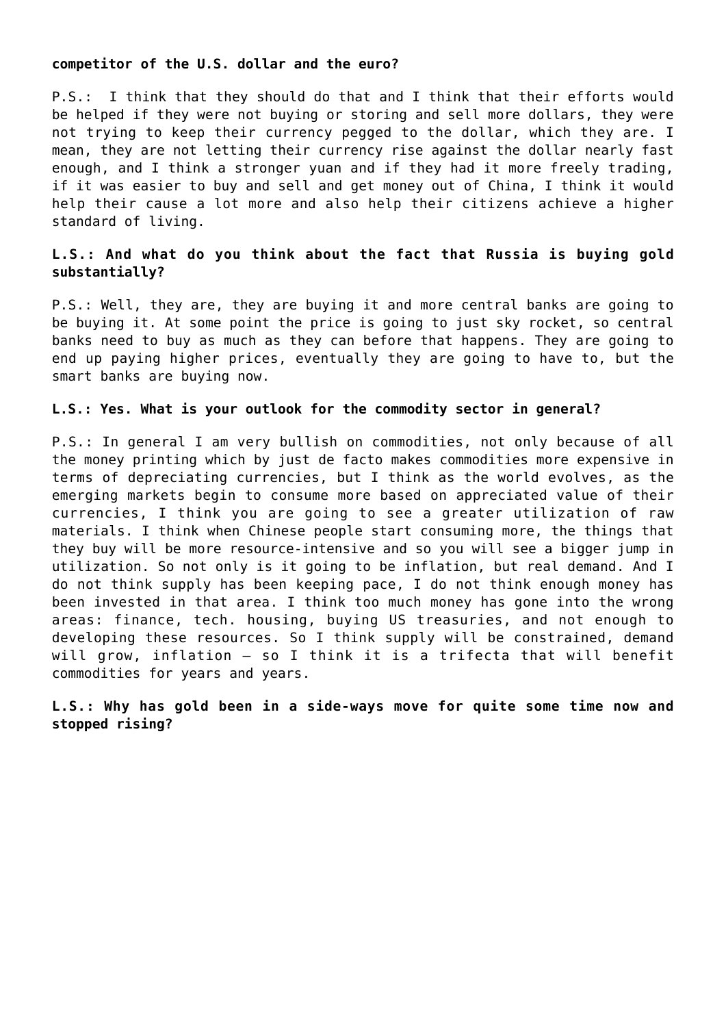**competitor of the U.S. dollar and the euro?**

P.S.:  I think that they should do that and I think that their efforts would be helped if they were not buying or storing and sell more dollars, they were not trying to keep their currency pegged to the dollar, which they are. I mean, they are not letting their currency rise against the dollar nearly fast enough, and I think a stronger yuan and if they had it more freely trading, if it was easier to buy and sell and get money out of China, I think it would help their cause a lot more and also help their citizens achieve a higher standard of living.

**L.S.: And what do you think about the fact that Russia is buying gold substantially?**

P.S.: Well, they are, they are buying it and more central banks are going to be buying it. At some point the price is going to just sky rocket, so central banks need to buy as much as they can before that happens. They are going to end up paying higher prices, eventually they are going to have to, but the smart banks are buying now.

**L.S.: Yes. What is your outlook for the commodity sector in general?**

P.S.: In general I am very bullish on commodities, not only because of all the money printing which by just de facto makes commodities more expensive in terms of depreciating currencies, but I think as the world evolves, as the emerging markets begin to consume more based on appreciated value of their currencies, I think you are going to see a greater utilization of raw materials. I think when Chinese people start consuming more, the things that they buy will be more resource-intensive and so you will see a bigger jump in utilization. So not only is it going to be inflation, but real demand. And I do not think supply has been keeping pace, I do not think enough money has been invested in that area. I think too much money has gone into the wrong areas: finance, tech. housing, buying US treasuries, and not enough to developing these resources. So I think supply will be constrained, demand will grow, inflation – so I think it is a trifecta that will benefit commodities for years and years.

**L.S.: Why has gold been in a side-ways move for quite some time now and stopped rising?**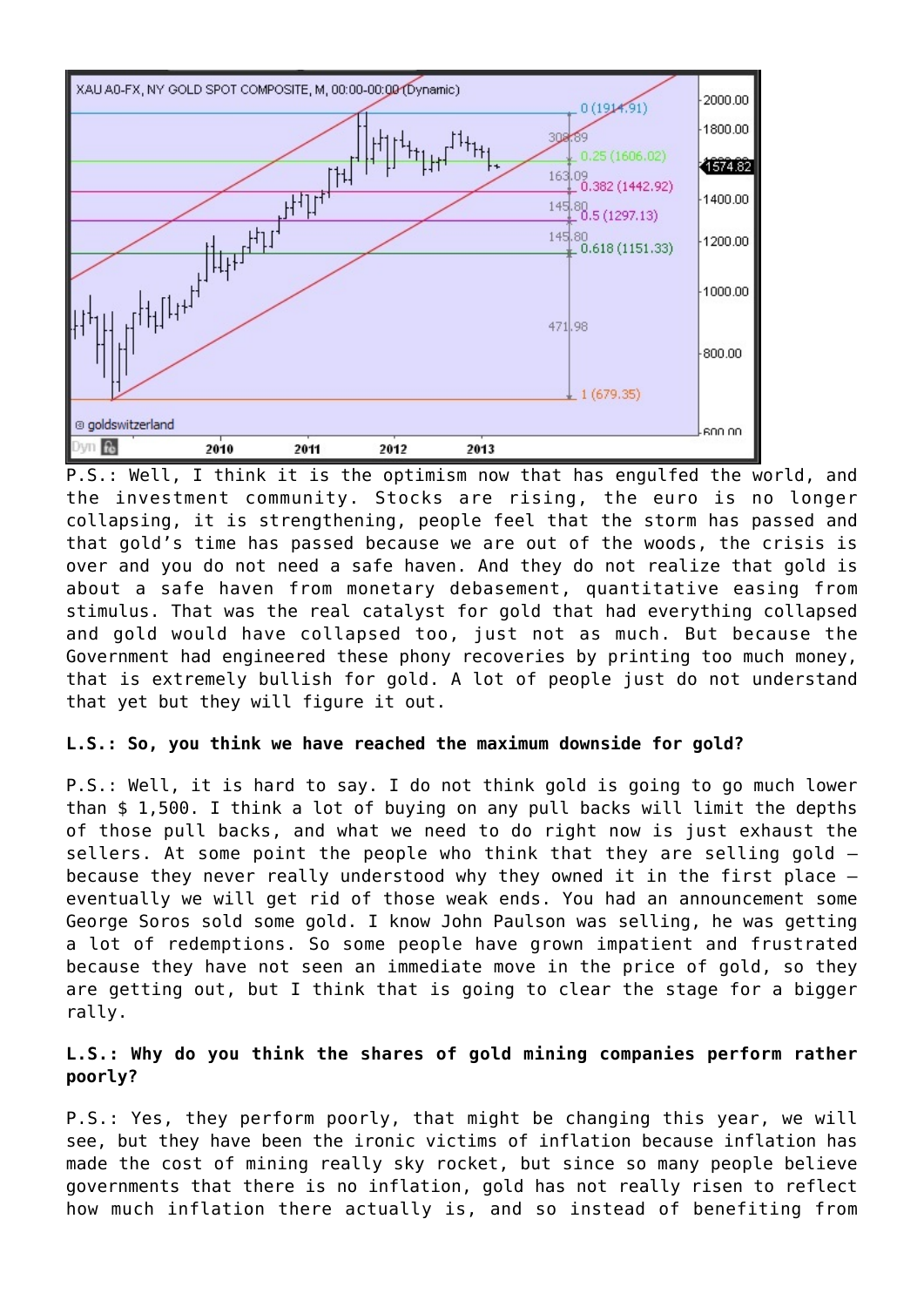P.S.: Well, I think it is the optimism now that has engulfed the world, and the investment community. Stocks are rising, the euro is no longer collapsing, it is strengthening, people feel that the storm has passed and that gold's time has passed because we are out of the woods, the crisis is over and you do not need a safe haven. And they do not realize that gold is about a safe haven from monetary debasement, quantitative easing from stimulus. That was the real catalyst for gold that had everything collapsed and gold would have collapsed too, just not as much. But because the Government had engineered these phony recoveries by printing too much money, that is extremely bullish for gold. A lot of people just do not understand that yet but they will figure it out.

**L.S.: So, you think we have reached the maximum downside for gold?**

P.S.: Well, it is hard to say. I do not think gold is going to go much lower than $ 1,500. I think a lot of buying on any pull backs will limit the depths of those pull backs, and what we need to do right now is just exhaust the sellers. At some point the people who think that they are selling gold – because they never really understood why they owned it in the first place – eventually we will get rid of those weak ends. You had an announcement some George Soros sold some gold. I know John Paulson was selling, he was getting a lot of redemptions. So some people have grown impatient and frustrated because they have not seen an immediate move in the price of gold, so they are getting out, but I think that is going to clear the stage for a bigger rally.

**L.S.: Why do you think the shares of gold mining companies perform rather poorly?**

P.S.: Yes, they perform poorly, that might be changing this year, we will see, but they have been the ironic victims of inflation because inflation has made the cost of mining really sky rocket, but since so many people believe governments that there is no inflation, gold has not really risen to reflect how much inflation there actually is, and so instead of benefiting from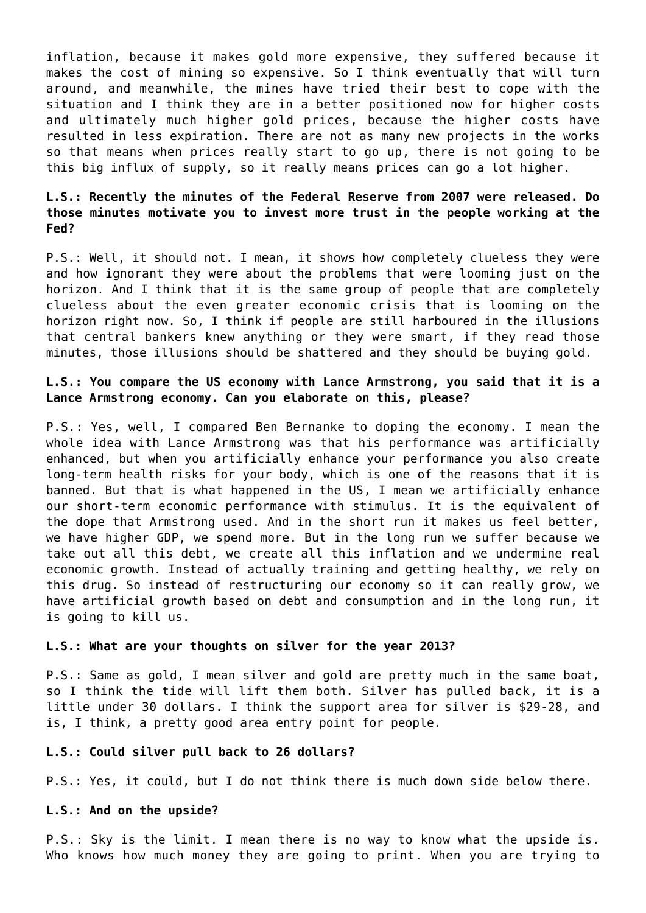inflation, because it makes gold more expensive, they suffered because it makes the cost of mining so expensive. So I think eventually that will turn around, and meanwhile, the mines have tried their best to cope with the situation and I think they are in a better positioned now for higher costs and ultimately much higher gold prices, because the higher costs have resulted in less expiration. There are not as many new projects in the works so that means when prices really start to go up, there is not going to be this big influx of supply, so it really means prices can go a lot higher.

**L.S.: Recently the minutes of the Federal Reserve from 2007 were released. Do those minutes motivate you to invest more trust in the people working at the Fed?**

P.S.: Well, it should not. I mean, it shows how completely clueless they were and how ignorant they were about the problems that were looming just on the horizon. And I think that it is the same group of people that are completely clueless about the even greater economic crisis that is looming on the horizon right now. So, I think if people are still harboured in the illusions that central bankers knew anything or they were smart, if they read those minutes, those illusions should be shattered and they should be buying gold.

**L.S.: You compare the US economy with Lance Armstrong, you said that it is a Lance Armstrong economy. Can you elaborate on this, please?**

P.S.: Yes, well, I compared Ben Bernanke to doping the economy. I mean the whole idea with Lance Armstrong was that his performance was artificially enhanced, but when you artificially enhance your performance you also create long-term health risks for your body, which is one of the reasons that it is banned. But that is what happened in the US, I mean we artificially enhance our short-term economic performance with stimulus. It is the equivalent of the dope that Armstrong used. And in the short run it makes us feel better, we have higher GDP, we spend more. But in the long run we suffer because we take out all this debt, we create all this inflation and we undermine real economic growth. Instead of actually training and getting healthy, we rely on this drug. So instead of restructuring our economy so it can really grow, we have artificial growth based on debt and consumption and in the long run, it is going to kill us.

**L.S.: What are your thoughts on silver for the year 2013?**

P.S.: Same as gold, I mean silver and gold are pretty much in the same boat, so I think the tide will lift them both. Silver has pulled back, it is a little under 30 dollars. I think the support area for silver is $29-28, and is, I think, a pretty good area entry point for people.

**L.S.: Could silver pull back to 26 dollars?**

P.S.: Yes, it could, but I do not think there is much down side below there.

**L.S.: And on the upside?**

P.S.: Sky is the limit. I mean there is no way to know what the upside is. Who knows how much money they are going to print. When you are trying to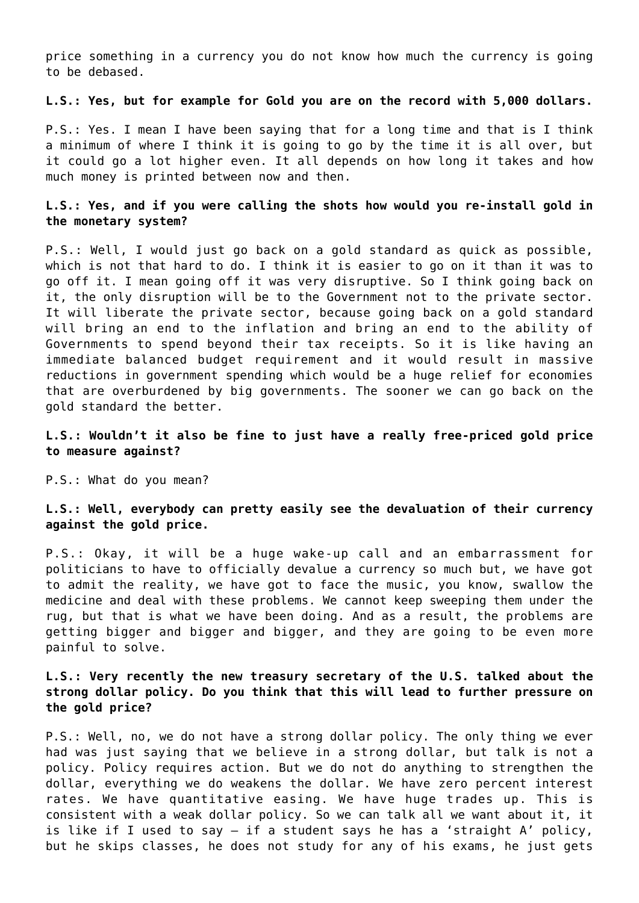price something in a currency you do not know how much the currency is going to be debased.

**L.S.: Yes, but for example for Gold you are on the record with 5,000 dollars.**

P.S.: Yes. I mean I have been saying that for a long time and that is I think a minimum of where I think it is going to go by the time it is all over, but it could go a lot higher even. It all depends on how long it takes and how much money is printed between now and then.

**L.S.: Yes, and if you were calling the shots how would you re-install gold in the monetary system?**

P.S.: Well, I would just go back on a gold standard as quick as possible, which is not that hard to do. I think it is easier to go on it than it was to go off it. I mean going off it was very disruptive. So I think going back on it, the only disruption will be to the Government not to the private sector. It will liberate the private sector, because going back on a gold standard will bring an end to the inflation and bring an end to the ability of Governments to spend beyond their tax receipts. So it is like having an immediate balanced budget requirement and it would result in massive reductions in government spending which would be a huge relief for economies that are overburdened by big governments. The sooner we can go back on the gold standard the better.

**L.S.: Wouldn't it also be fine to just have a really free-priced gold price to measure against?**

P.S.: What do you mean?

**L.S.: Well, everybody can pretty easily see the devaluation of their currency against the gold price.**

P.S.: Okay, it will be a huge wake-up call and an embarrassment for politicians to have to officially devalue a currency so much but, we have got to admit the reality, we have got to face the music, you know, swallow the medicine and deal with these problems. We cannot keep sweeping them under the rug, but that is what we have been doing. And as a result, the problems are getting bigger and bigger and bigger, and they are going to be even more painful to solve.

**L.S.: Very recently the new treasury secretary of the U.S. talked about the strong dollar policy. Do you think that this will lead to further pressure on the gold price?**

P.S.: Well, no, we do not have a strong dollar policy. The only thing we ever had was just saying that we believe in a strong dollar, but talk is not a policy. Policy requires action. But we do not do anything to strengthen the dollar, everything we do weakens the dollar. We have zero percent interest rates. We have quantitative easing. We have huge trades up. This is consistent with a weak dollar policy. So we can talk all we want about it, it is like if I used to say – if a student says he has a 'straight A' policy, but he skips classes, he does not study for any of his exams, he just gets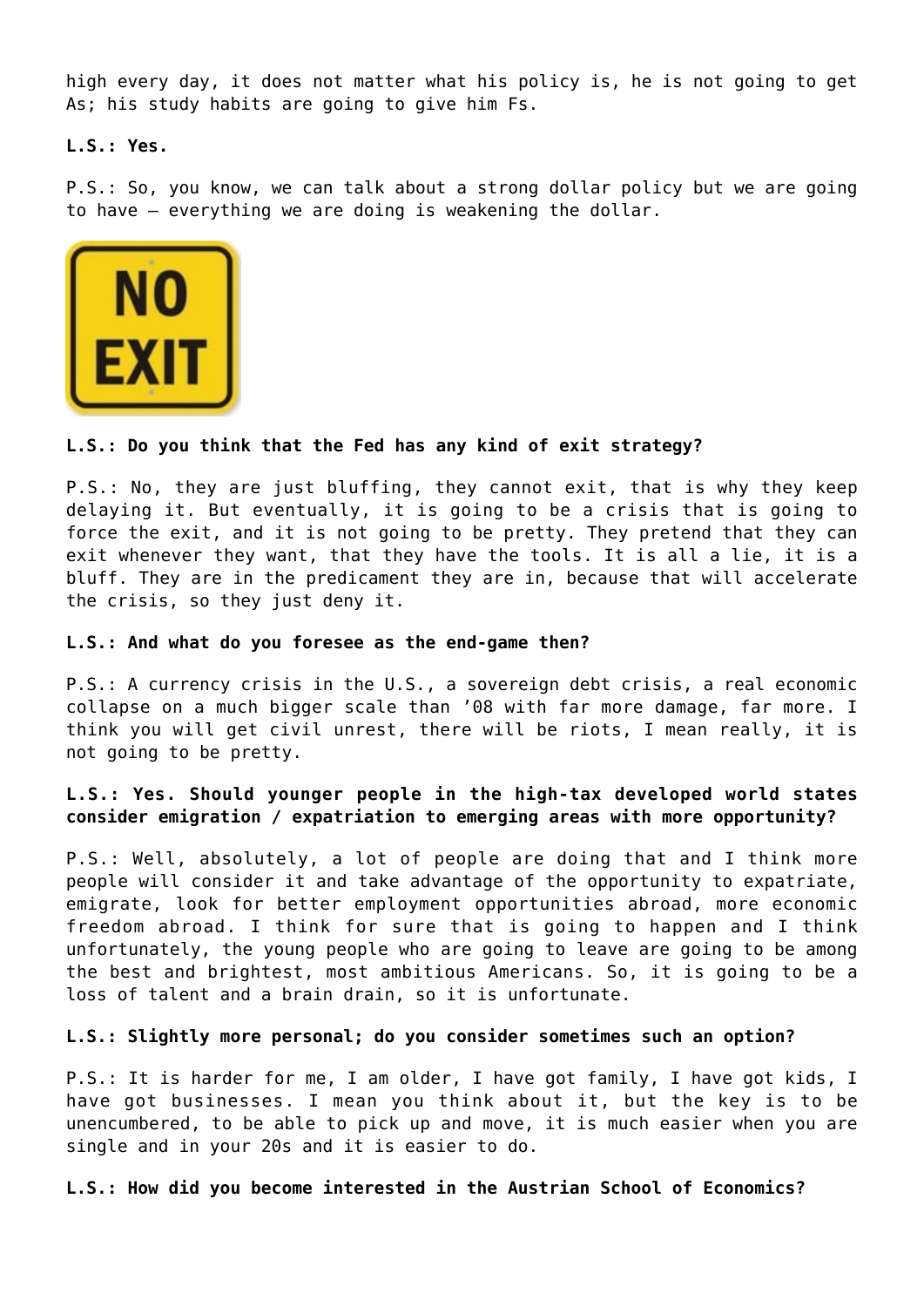high every day, it does not matter what his policy is, he is not going to get As; his study habits are going to give him Fs.

**L.S.: Yes.**

P.S.: So, you know, we can talk about a strong dollar policy but we are going to have – everything we are doing is weakening the dollar.

**L.S.: Do you think that the Fed has any kind of exit strategy?**

P.S.: No, they are just bluffing, they cannot exit, that is why they keep delaying it. But eventually, it is going to be a crisis that is going to force the exit, and it is not going to be pretty. They pretend that they can exit whenever they want, that they have the tools. It is all a lie, it is a bluff. They are in the predicament they are in, because that will accelerate the crisis, so they just deny it.

**L.S.: And what do you foresee as the end-game then?**

P.S.: A currency crisis in the U.S., a sovereign debt crisis, a real economic collapse on a much bigger scale than '08 with far more damage, far more. I think you will get civil unrest, there will be riots, I mean really, it is not going to be pretty.

**L.S.: Yes. Should younger people in the high-tax developed world states consider emigration / expatriation to emerging areas with more opportunity?**

P.S.: Well, absolutely, a lot of people are doing that and I think more people will consider it and take advantage of the opportunity to expatriate, emigrate, look for better employment opportunities abroad, more economic freedom abroad. I think for sure that is going to happen and I think unfortunately, the young people who are going to leave are going to be among the best and brightest, most ambitious Americans. So, it is going to be a loss of talent and a brain drain, so it is unfortunate.

**L.S.: Slightly more personal; do you consider sometimes such an option?**

P.S.: It is harder for me, I am older, I have got family, I have got kids, I have got businesses. I mean you think about it, but the key is to be unencumbered, to be able to pick up and move, it is much easier when you are single and in your 20s and it is easier to do.

**L.S.: How did you become interested in the Austrian School of Economics?**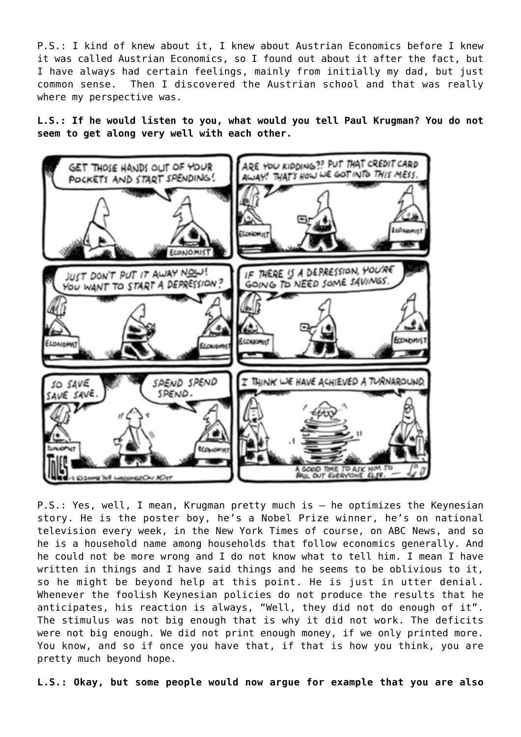P.S.: I kind of knew about it, I knew about Austrian Economics before I knew it was called Austrian Economics, so I found out about it after the fact, but I have always had certain feelings, mainly from initially my dad, but just common sense. Then I discovered the Austrian school and that was really where my perspective was.

**L.S.: If he would listen to you, what would you tell Paul Krugman? You do not seem to get along very well with each other.**

P.S.: Yes, well, I mean, Krugman pretty much is – he optimizes the Keynesian story. He is the poster boy, he's a Nobel Prize winner, he's on national television every week, in the New York Times of course, on ABC News, and so he is a household name among households that follow economics generally. And he could not be more wrong and I do not know what to tell him. I mean I have written in things and I have said things and he seems to be oblivious to it, so he might be beyond help at this point. He is just in utter denial. Whenever the foolish Keynesian policies do not produce the results that he anticipates, his reaction is always, "Well, they did not do enough of it". The stimulus was not big enough that is why it did not work. The deficits were not big enough. We did not print enough money, if we only printed more. You know, and so if once you have that, if that is how you think, you are pretty much beyond hope.

**L.S.: Okay, but some people would now argue for example that you are also**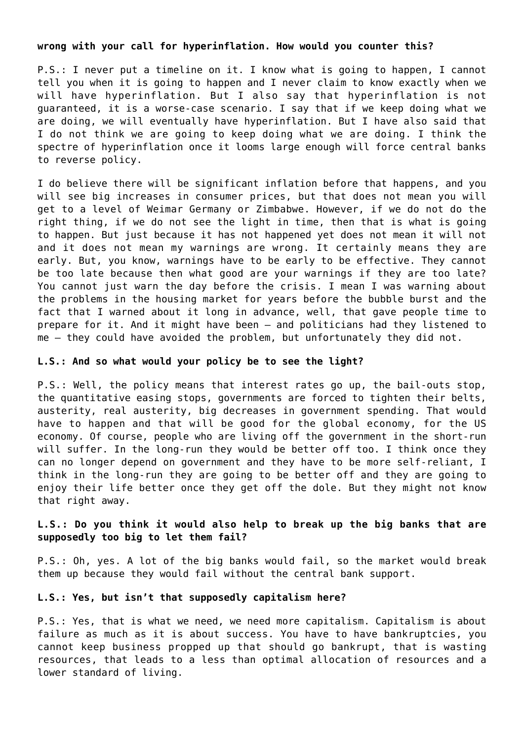**wrong with your call for hyperinflation. How would you counter this?**

P.S.: I never put a timeline on it. I know what is going to happen, I cannot tell you when it is going to happen and I never claim to know exactly when we will have hyperinflation. But I also say that hyperinflation is not guaranteed, it is a worse-case scenario. I say that if we keep doing what we are doing, we will eventually have hyperinflation. But I have also said that I do not think we are going to keep doing what we are doing. I think the spectre of hyperinflation once it looms large enough will force central banks to reverse policy.

I do believe there will be significant inflation before that happens, and you will see big increases in consumer prices, but that does not mean you will get to a level of Weimar Germany or Zimbabwe. However, if we do not do the right thing, if we do not see the light in time, then that is what is going to happen. But just because it has not happened yet does not mean it will not and it does not mean my warnings are wrong. It certainly means they are early. But, you know, warnings have to be early to be effective. They cannot be too late because then what good are your warnings if they are too late? You cannot just warn the day before the crisis. I mean I was warning about the problems in the housing market for years before the bubble burst and the fact that I warned about it long in advance, well, that gave people time to prepare for it. And it might have been – and politicians had they listened to me – they could have avoided the problem, but unfortunately they did not.

**L.S.: And so what would your policy be to see the light?**

P.S.: Well, the policy means that interest rates go up, the bail-outs stop, the quantitative easing stops, governments are forced to tighten their belts, austerity, real austerity, big decreases in government spending. That would have to happen and that will be good for the global economy, for the US economy. Of course, people who are living off the government in the short-run will suffer. In the long-run they would be better off too. I think once they can no longer depend on government and they have to be more self-reliant, I think in the long-run they are going to be better off and they are going to enjoy their life better once they get off the dole. But they might not know that right away.

**L.S.: Do you think it would also help to break up the big banks that are supposedly too big to let them fail?**

P.S.: Oh, yes. A lot of the big banks would fail, so the market would break them up because they would fail without the central bank support.

**L.S.: Yes, but isn't that supposedly capitalism here?**

P.S.: Yes, that is what we need, we need more capitalism. Capitalism is about failure as much as it is about success. You have to have bankruptcies, you cannot keep business propped up that should go bankrupt, that is wasting resources, that leads to a less than optimal allocation of resources and a lower standard of living.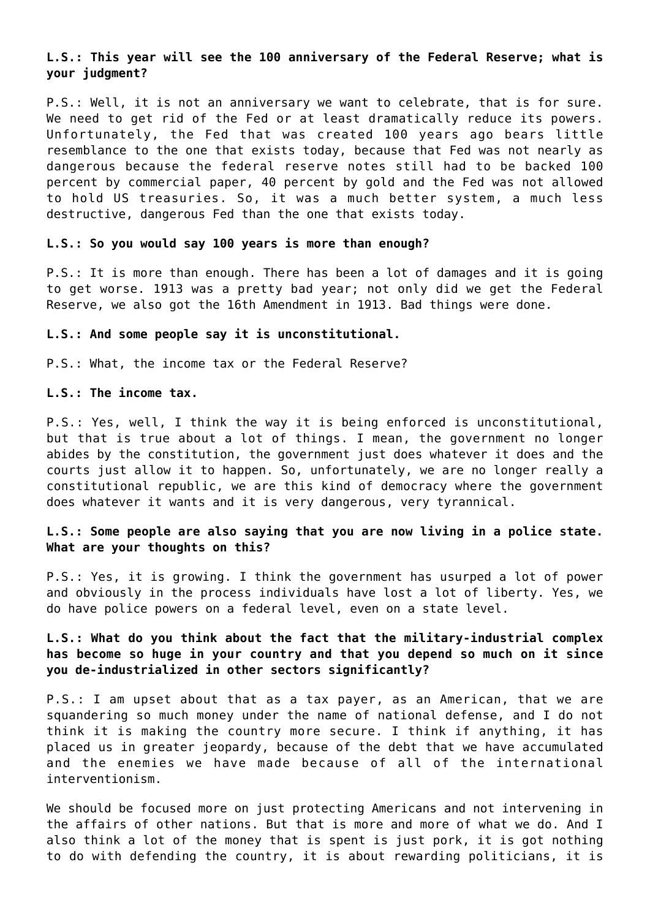**L.S.: This year will see the 100 anniversary of the Federal Reserve; what is your judgment?**

P.S.: Well, it is not an anniversary we want to celebrate, that is for sure. We need to get rid of the Fed or at least dramatically reduce its powers. Unfortunately, the Fed that was created 100 years ago bears little resemblance to the one that exists today, because that Fed was not nearly as dangerous because the federal reserve notes still had to be backed 100 percent by commercial paper, 40 percent by gold and the Fed was not allowed to hold US treasuries. So, it was a much better system, a much less destructive, dangerous Fed than the one that exists today.

**L.S.: So you would say 100 years is more than enough?**

P.S.: It is more than enough. There has been a lot of damages and it is going to get worse. 1913 was a pretty bad year; not only did we get the Federal Reserve, we also got the 16th Amendment in 1913. Bad things were done.

**L.S.: And some people say it is unconstitutional.**

P.S.: What, the income tax or the Federal Reserve?

**L.S.: The income tax.**

P.S.: Yes, well, I think the way it is being enforced is unconstitutional, but that is true about a lot of things. I mean, the government no longer abides by the constitution, the government just does whatever it does and the courts just allow it to happen. So, unfortunately, we are no longer really a constitutional republic, we are this kind of democracy where the government does whatever it wants and it is very dangerous, very tyrannical.

**L.S.: Some people are also saying that you are now living in a police state. What are your thoughts on this?**

P.S.: Yes, it is growing. I think the government has usurped a lot of power and obviously in the process individuals have lost a lot of liberty. Yes, we do have police powers on a federal level, even on a state level.

**L.S.: What do you think about the fact that the military-industrial complex has become so huge in your country and that you depend so much on it since you de-industrialized in other sectors significantly?**

P.S.: I am upset about that as a tax payer, as an American, that we are squandering so much money under the name of national defense, and I do not think it is making the country more secure. I think if anything, it has placed us in greater jeopardy, because of the debt that we have accumulated and the enemies we have made because of all of the international interventionism.

We should be focused more on just protecting Americans and not intervening in the affairs of other nations. But that is more and more of what we do. And I also think a lot of the money that is spent is just pork, it is got nothing to do with defending the country, it is about rewarding politicians, it is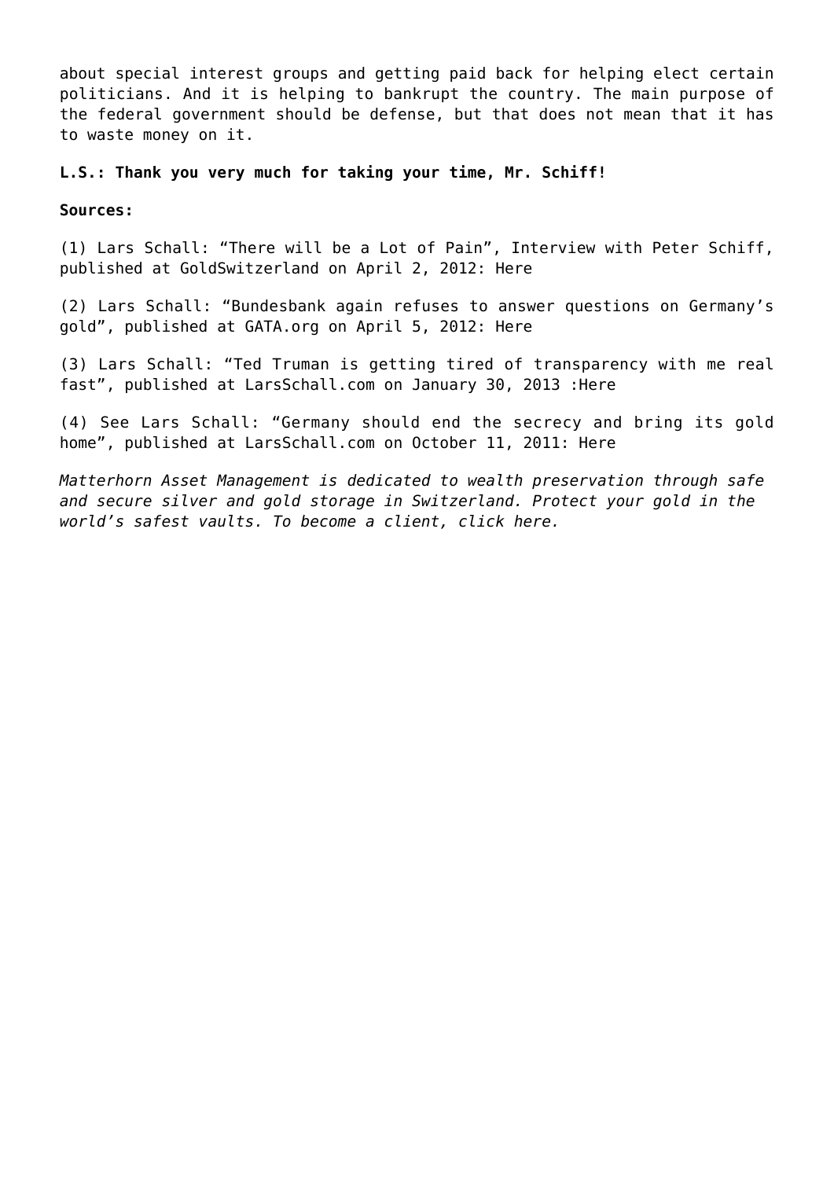about special interest groups and getting paid back for helping elect certain politicians. And it is helping to bankrupt the country. The main purpose of the federal government should be defense, but that does not mean that it has to waste money on it.

**L.S.: Thank you very much for taking your time, Mr. Schiff!**

**Sources:**

(1) Lars Schall: "There will be a Lot of Pain", Interview with Peter Schiff, published at GoldSwitzerland on April 2, 2012: Here

(2) Lars Schall: "Bundesbank again refuses to answer questions on Germany's gold", published at GATA.org on April 5, 2012: Here

(3) Lars Schall: "Ted Truman is getting tired of transparency with me real fast", published at LarsSchall.com on January 30, 2013 :Here

(4) See Lars Schall: "Germany should end the secrecy and bring its gold home", published at LarsSchall.com on October 11, 2011: Here

*Matterhorn Asset Management is dedicated to wealth preservation through safe and secure silver and gold storage in Switzerland. Protect your gold in the world's safest vaults. To become a client, click here.*